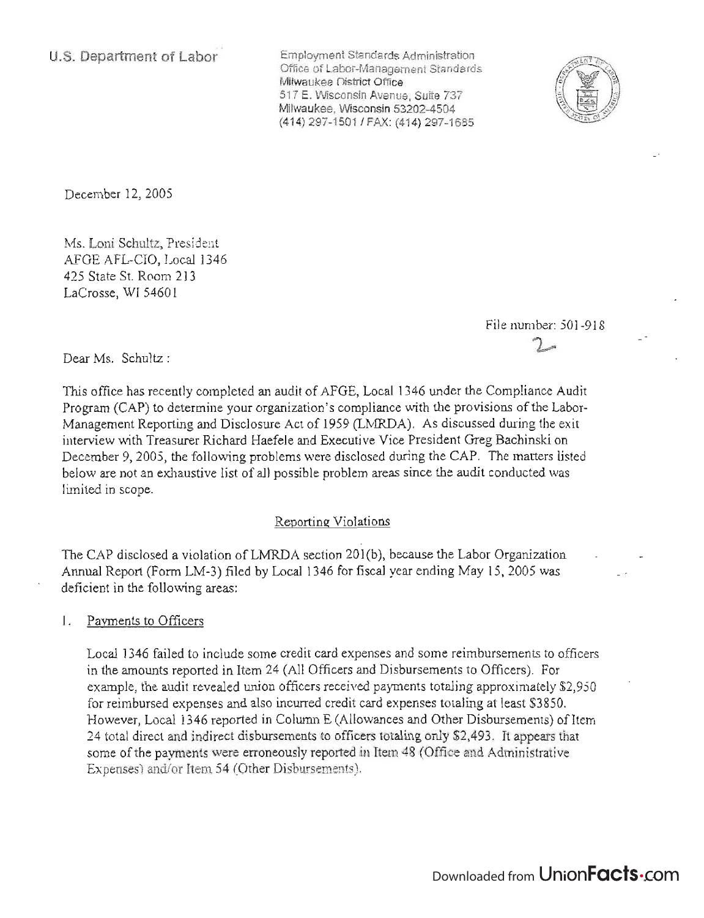U.S. Department of Labor

Employment Standards Administration
Office of Labor-Management Standards
Milwaukee District Office
517 E. Wisconsin Avenue, Suite 737
Milwaukee, Wisconsin 53202-4504
(414) 297-1501 / FAX: (414) 297-1685

December 12, 2005

Ms. Loni Schultz, President
AFGE AFL-CIO, Local 1346
425 State St. Room 213
LaCrosse, WI 54601

File number: 501-918

Dear Ms. Schultz :

This office has recently completed an audit of AFGE, Local 1346 under the Compliance Audit Program (CAP) to determine your organization's compliance with the provisions of the Labor-Management Reporting and Disclosure Act of 1959 (LMRDA). As discussed during the exit interview with Treasurer Richard Haefele and Executive Vice President Greg Bachinski on December 9, 2005, the following problems were disclosed during the CAP. The matters listed below are not an exhaustive list of all possible problem areas since the audit conducted was limited in scope.

## Reporting Violations

The CAP disclosed a violation of LMRDA section 201(b), because the Labor Organization Annual Report (Form LM-3) filed by Local 1346 for fiscal year ending May 15, 2005 was deficient in the following areas:

1. Payments to Officers

   Local 1346 failed to include some credit card expenses and some reimbursements to officers in the amounts reported in Item 24 (All Officers and Disbursements to Officers). For example, the audit revealed union officers received payments totaling approximately $2,950 for reimbursed expenses and also incurred credit card expenses totaling at least $3850. However, Local 1346 reported in Column E (Allowances and Other Disbursements) of Item 24 total direct and indirect disbursements to officers totaling only $2,493. It appears that some of the payments were erroneously reported in Item 48 (Office and Administrative Expenses) and/or Item 54 (Other Disbursements).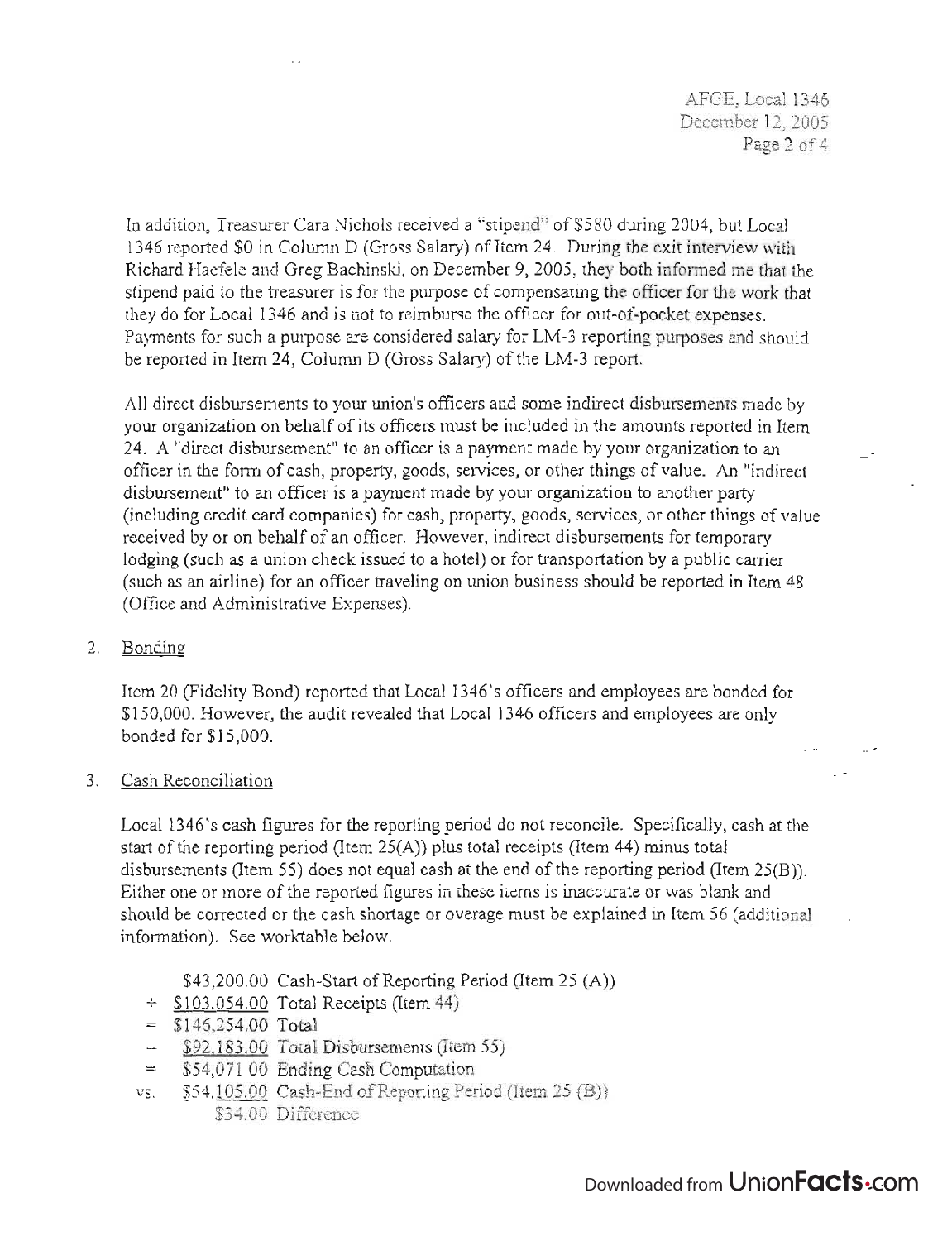In addition, Treasurer Cara Nichols received a "stipend" of $580 during 2004, but Local 1346 reported $0 in Column D (Gross Salary) of Item 24. During the exit interview with Richard Haefele and Greg Bachinski, on December 9, 2005, they both informed me that the stipend paid to the treasurer is for the purpose of compensating the officer for the work that they do for Local 1346 and is not to reimburse the officer for out-of-pocket expenses. Payments for such a purpose are considered salary for LM-3 reporting purposes and should be reported in Item 24, Column D (Gross Salary) of the LM-3 report.

All direct disbursements to your union's officers and some indirect disbursements made by your organization on behalf of its officers must be included in the amounts reported in Item 24. A "direct disbursement" to an officer is a payment made by your organization to an officer in the form of cash, property, goods, services, or other things of value. An "indirect disbursement" to an officer is a payment made by your organization to another party (including credit card companies) for cash, property, goods, services, or other things of value received by or on behalf of an officer. However, indirect disbursements for temporary lodging (such as a union check issued to a hotel) or for transportation by a public carrier (such as an airline) for an officer traveling on union business should be reported in Item 48 (Office and Administrative Expenses).

2. Bonding

Item 20 (Fidelity Bond) reported that Local 1346's officers and employees are bonded for $150,000. However, the audit revealed that Local 1346 officers and employees are only bonded for $15,000.

3. Cash Reconciliation

Local 1346's cash figures for the reporting period do not reconcile. Specifically, cash at the start of the reporting period (Item 25(A)) plus total receipts (Item 44) minus total disbursements (Item 55) does not equal cash at the end of the reporting period (Item 25(B)). Either one or more of the reported figures in these items is inaccurate or was blank and should be corrected or the cash shortage or overage must be explained in Item 56 (additional information). See worktable below.

| | | |
|---|---|---|
| | $43,200.00 | Cash-Start of Reporting Period (Item 25 (A)) |
| + | $103,054.00 | Total Receipts (Item 44) |
| = | $146,254.00 | Total |
| – | $92,183.00 | Total Disbursements (Item 55) |
| = | $54,071.00 | Ending Cash Computation |
| vs. | $54,105.00 | Cash-End of Reporting Period (Item 25 (B)) |
| | $34.00 | Difference |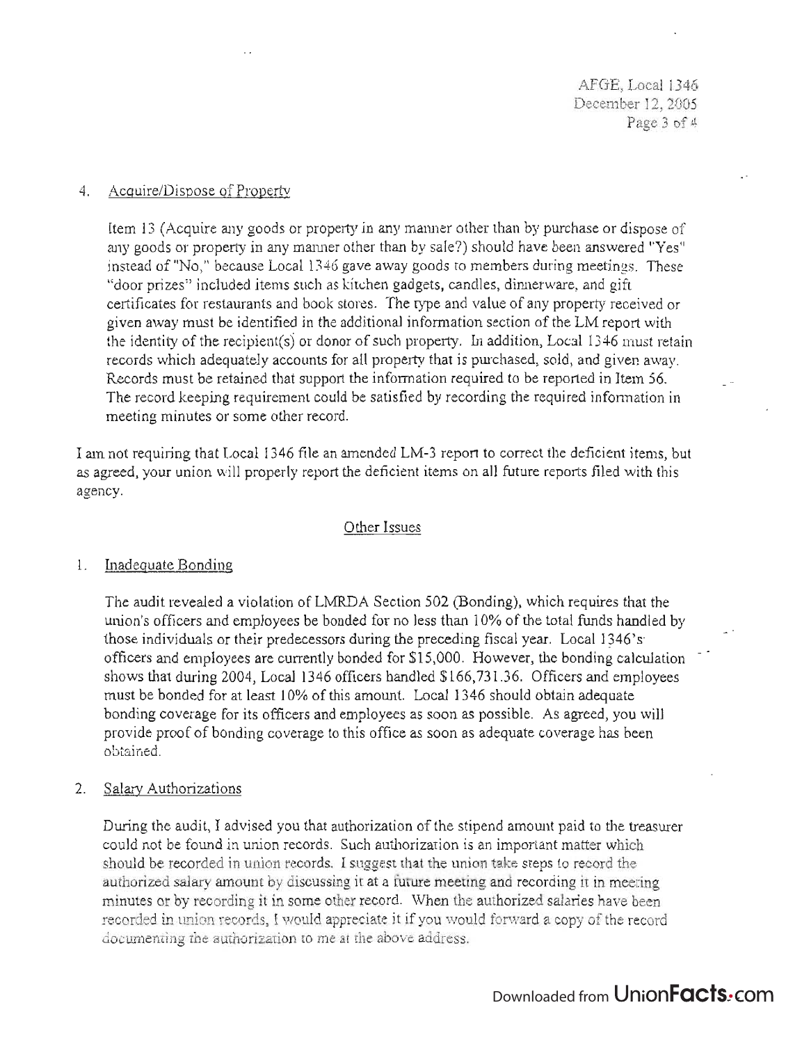4. Acquire/Dispose of Property

   Item 13 (Acquire any goods or property in any manner other than by purchase or dispose of any goods or property in any manner other than by sale?) should have been answered "Yes" instead of "No," because Local 1346 gave away goods to members during meetings. These "door prizes" included items such as kitchen gadgets, candles, dinnerware, and gift certificates for restaurants and book stores. The type and value of any property received or given away must be identified in the additional information section of the LM report with the identity of the recipient(s) or donor of such property. In addition, Local 1346 must retain records which adequately accounts for all property that is purchased, sold, and given away. Records must be retained that support the information required to be reported in Item 56. The record keeping requirement could be satisfied by recording the required information in meeting minutes or some other record.

I am not requiring that Local 1346 file an amended LM-3 report to correct the deficient items, but as agreed, your union will properly report the deficient items on all future reports filed with this agency.

## Other Issues

1. Inadequate Bonding

   The audit revealed a violation of LMRDA Section 502 (Bonding), which requires that the union's officers and employees be bonded for no less than 10% of the total funds handled by those individuals or their predecessors during the preceding fiscal year. Local 1346's officers and employees are currently bonded for $15,000. However, the bonding calculation shows that during 2004, Local 1346 officers handled $166,731.36. Officers and employees must be bonded for at least 10% of this amount. Local 1346 should obtain adequate bonding coverage for its officers and employees as soon as possible. As agreed, you will provide proof of bonding coverage to this office as soon as adequate coverage has been obtained.

2. Salary Authorizations

   During the audit, I advised you that authorization of the stipend amount paid to the treasurer could not be found in union records. Such authorization is an important matter which should be recorded in union records. I suggest that the union take steps to record the authorized salary amount by discussing it at a future meeting and recording it in meeting minutes or by recording it in some other record. When the authorized salaries have been recorded in union records, I would appreciate it if you would forward a copy of the record documenting the authorization to me at the above address.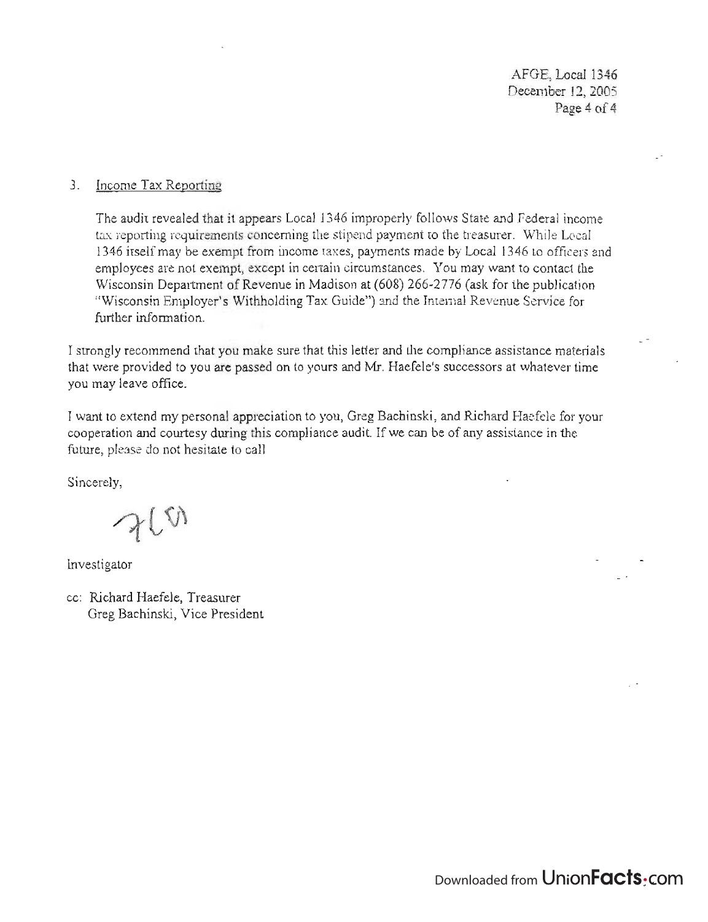3. Income Tax Reporting

   The audit revealed that it appears Local 1346 improperly follows State and Federal income tax reporting requirements concerning the stipend payment to the treasurer. While Local 1346 itself may be exempt from income taxes, payments made by Local 1346 to officers and employees are not exempt, except in certain circumstances. You may want to contact the Wisconsin Department of Revenue in Madison at (608) 266-2776 (ask for the publication "Wisconsin Employer's Withholding Tax Guide") and the Internal Revenue Service for further information.

I strongly recommend that you make sure that this letter and the compliance assistance materials that were provided to you are passed on to yours and Mr. Haefele's successors at whatever time you may leave office.

I want to extend my personal appreciation to you, Greg Bachinski, and Richard Haefele for your cooperation and courtesy during this compliance audit. If we can be of any assistance in the future, please do not hesitate to call

Sincerely,

Investigator

cc: Richard Haefele, Treasurer
    Greg Bachinski, Vice President

Downloaded from UnionFacts.com